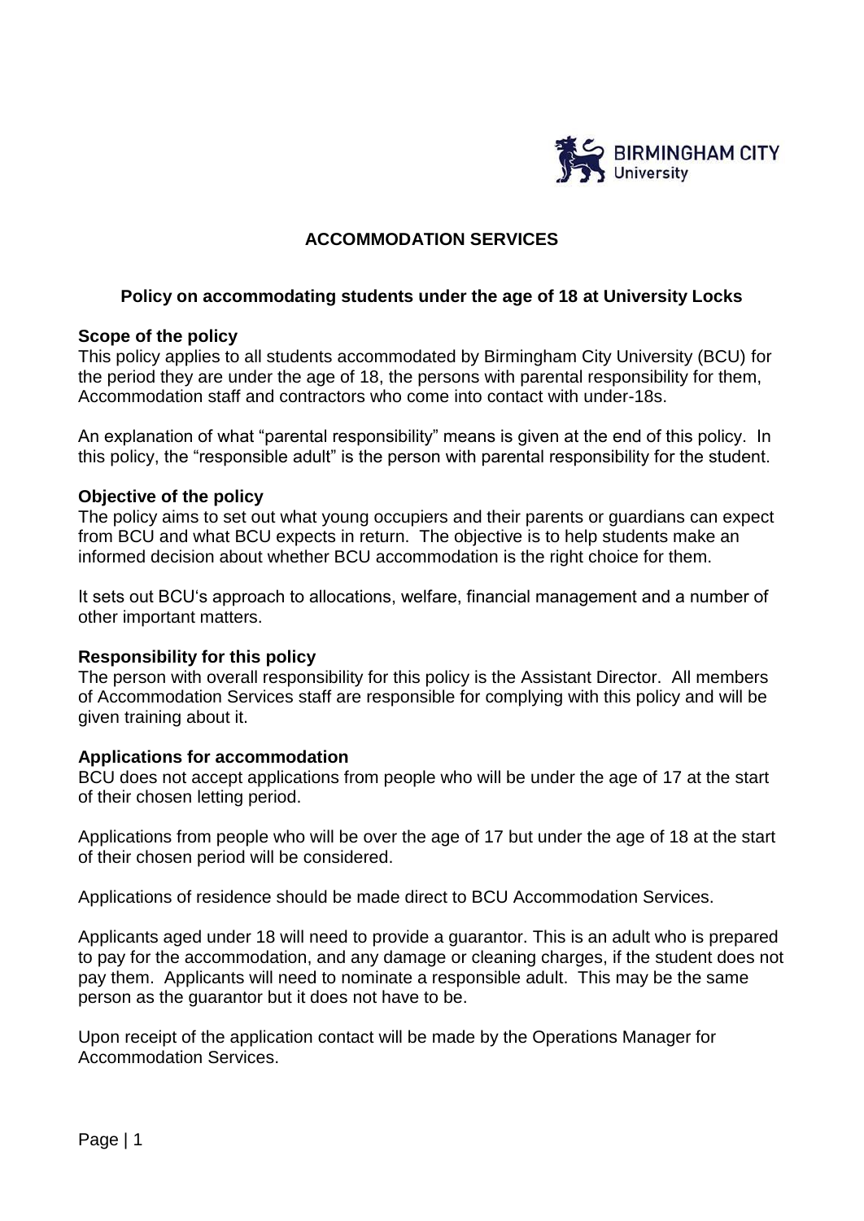# ACCOMMODATION SERVICES

## Policy on accommodating students under the age of 18 at University Locks

### Scope of the policy

This policy applies to all students accommodated by Birmingham City University (BCU) for the period they are under the age of 18, the persons with parental responsibility for them, Accommodation staff and contractors who come into contact with under-18s.

An explanation of what "parental responsibility" means is given at the end of this policy. In this policy, the "responsible adult" is the person with parental responsibility for the student.

### Objective of the policy

The policy aims to set out what young occupiers and their parents or guardians can expect from BCU and what BCU expects in return. The objective is to help students make an informed decision about whether BCU accommodation is the right choice for them.

It sets out BCU's approach to allocations, welfare, financial management and a number of other important matters.

### Responsibility for this policy

The person with overall responsibility for this policy is the Assistant Director. All members of Accommodation Services staff are responsible for complying with this policy and will be given training about it.

### Applications for accommodation

BCU does not accept applications from people who will be under the age of 17 at the start of their chosen letting period.

Applications from people who will be over the age of 17 but under the age of 18 at the start of their chosen period will be considered.

Applications of residence should be made direct to BCU Accommodation Services.

Applicants aged under 18 will need to provide a guarantor. This is an adult who is prepared to pay for the accommodation, and any damage or cleaning charges, if the student does not pay them. Applicants will need to nominate a responsible adult. This may be the same person as the guarantor but it does not have to be.

Upon receipt of the application contact will be made by the Operations Manager for Accommodation Services.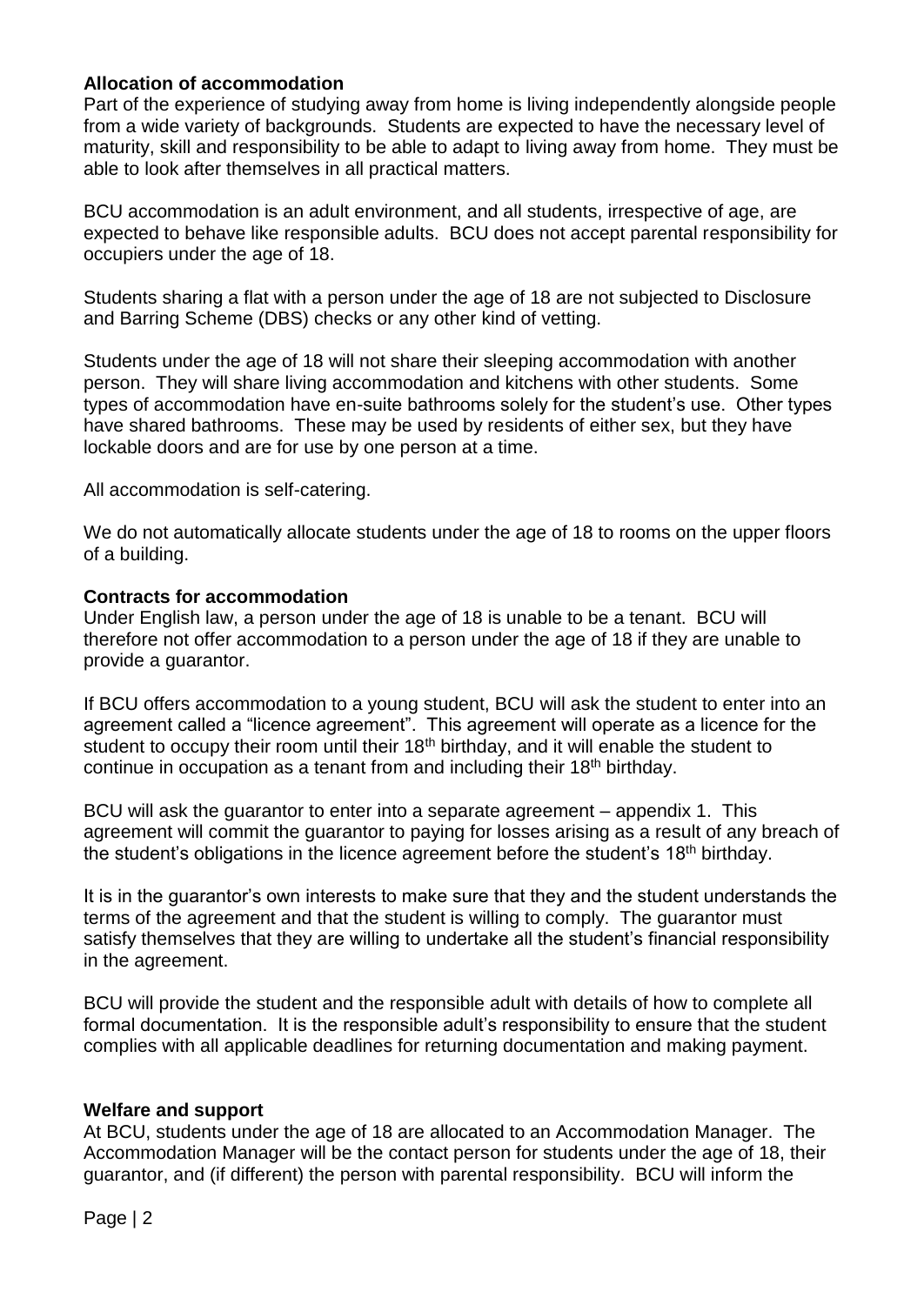**Allocation of accommodation**

Part of the experience of studying away from home is living independently alongside people from a wide variety of backgrounds. Students are expected to have the necessary level of maturity, skill and responsibility to be able to adapt to living away from home. They must be able to look after themselves in all practical matters.

BCU accommodation is an adult environment, and all students, irrespective of age, are expected to behave like responsible adults. BCU does not accept parental responsibility for occupiers under the age of 18.

Students sharing a flat with a person under the age of 18 are not subjected to Disclosure and Barring Scheme (DBS) checks or any other kind of vetting.

Students under the age of 18 will not share their sleeping accommodation with another person. They will share living accommodation and kitchens with other students. Some types of accommodation have en-suite bathrooms solely for the student's use. Other types have shared bathrooms. These may be used by residents of either sex, but they have lockable doors and are for use by one person at a time.

All accommodation is self-catering.

We do not automatically allocate students under the age of 18 to rooms on the upper floors of a building.

**Contracts for accommodation**

Under English law, a person under the age of 18 is unable to be a tenant. BCU will therefore not offer accommodation to a person under the age of 18 if they are unable to provide a guarantor.

If BCU offers accommodation to a young student, BCU will ask the student to enter into an agreement called a "licence agreement". This agreement will operate as a licence for the student to occupy their room until their 18th birthday, and it will enable the student to continue in occupation as a tenant from and including their 18th birthday.

BCU will ask the guarantor to enter into a separate agreement – appendix 1. This agreement will commit the guarantor to paying for losses arising as a result of any breach of the student's obligations in the licence agreement before the student's 18th birthday.

It is in the guarantor's own interests to make sure that they and the student understands the terms of the agreement and that the student is willing to comply. The guarantor must satisfy themselves that they are willing to undertake all the student's financial responsibility in the agreement.

BCU will provide the student and the responsible adult with details of how to complete all formal documentation. It is the responsible adult's responsibility to ensure that the student complies with all applicable deadlines for returning documentation and making payment.

**Welfare and support**

At BCU, students under the age of 18 are allocated to an Accommodation Manager. The Accommodation Manager will be the contact person for students under the age of 18, their guarantor, and (if different) the person with parental responsibility. BCU will inform the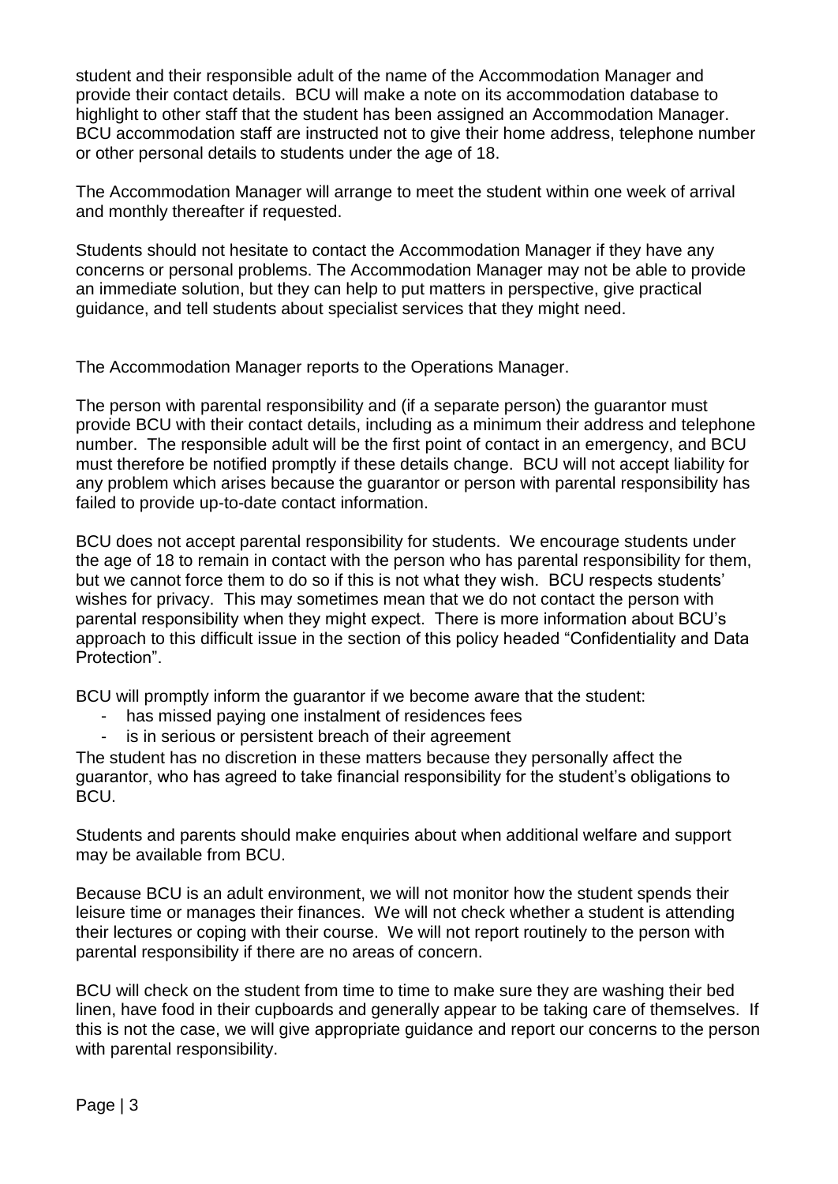student and their responsible adult of the name of the Accommodation Manager and provide their contact details. BCU will make a note on its accommodation database to highlight to other staff that the student has been assigned an Accommodation Manager. BCU accommodation staff are instructed not to give their home address, telephone number or other personal details to students under the age of 18.

The Accommodation Manager will arrange to meet the student within one week of arrival and monthly thereafter if requested.

Students should not hesitate to contact the Accommodation Manager if they have any concerns or personal problems. The Accommodation Manager may not be able to provide an immediate solution, but they can help to put matters in perspective, give practical guidance, and tell students about specialist services that they might need.

The Accommodation Manager reports to the Operations Manager.

The person with parental responsibility and (if a separate person) the guarantor must provide BCU with their contact details, including as a minimum their address and telephone number. The responsible adult will be the first point of contact in an emergency, and BCU must therefore be notified promptly if these details change. BCU will not accept liability for any problem which arises because the guarantor or person with parental responsibility has failed to provide up-to-date contact information.

BCU does not accept parental responsibility for students. We encourage students under the age of 18 to remain in contact with the person who has parental responsibility for them, but we cannot force them to do so if this is not what they wish. BCU respects students' wishes for privacy. This may sometimes mean that we do not contact the person with parental responsibility when they might expect. There is more information about BCU's approach to this difficult issue in the section of this policy headed "Confidentiality and Data Protection".

BCU will promptly inform the guarantor if we become aware that the student:

- has missed paying one instalment of residences fees
- is in serious or persistent breach of their agreement

The student has no discretion in these matters because they personally affect the guarantor, who has agreed to take financial responsibility for the student's obligations to BCU.

Students and parents should make enquiries about when additional welfare and support may be available from BCU.

Because BCU is an adult environment, we will not monitor how the student spends their leisure time or manages their finances. We will not check whether a student is attending their lectures or coping with their course. We will not report routinely to the person with parental responsibility if there are no areas of concern.

BCU will check on the student from time to time to make sure they are washing their bed linen, have food in their cupboards and generally appear to be taking care of themselves. If this is not the case, we will give appropriate guidance and report our concerns to the person with parental responsibility.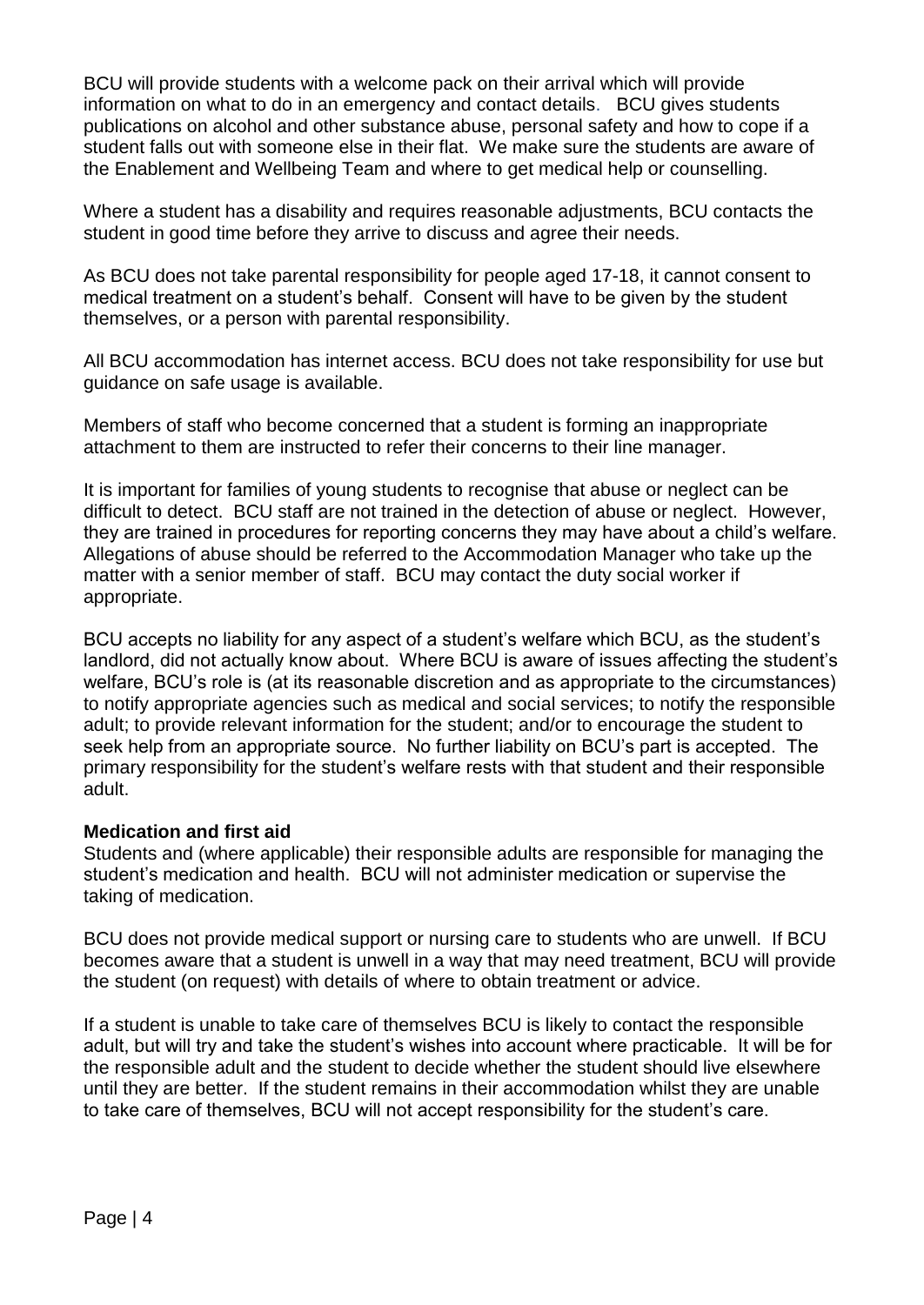BCU will provide students with a welcome pack on their arrival which will provide information on what to do in an emergency and contact details. BCU gives students publications on alcohol and other substance abuse, personal safety and how to cope if a student falls out with someone else in their flat. We make sure the students are aware of the Enablement and Wellbeing Team and where to get medical help or counselling.

Where a student has a disability and requires reasonable adjustments, BCU contacts the student in good time before they arrive to discuss and agree their needs.

As BCU does not take parental responsibility for people aged 17-18, it cannot consent to medical treatment on a student's behalf. Consent will have to be given by the student themselves, or a person with parental responsibility.

All BCU accommodation has internet access. BCU does not take responsibility for use but guidance on safe usage is available.

Members of staff who become concerned that a student is forming an inappropriate attachment to them are instructed to refer their concerns to their line manager.

It is important for families of young students to recognise that abuse or neglect can be difficult to detect. BCU staff are not trained in the detection of abuse or neglect. However, they are trained in procedures for reporting concerns they may have about a child's welfare. Allegations of abuse should be referred to the Accommodation Manager who take up the matter with a senior member of staff. BCU may contact the duty social worker if appropriate.

BCU accepts no liability for any aspect of a student's welfare which BCU, as the student's landlord, did not actually know about. Where BCU is aware of issues affecting the student's welfare, BCU's role is (at its reasonable discretion and as appropriate to the circumstances) to notify appropriate agencies such as medical and social services; to notify the responsible adult; to provide relevant information for the student; and/or to encourage the student to seek help from an appropriate source. No further liability on BCU's part is accepted. The primary responsibility for the student's welfare rests with that student and their responsible adult.

**Medication and first aid**

Students and (where applicable) their responsible adults are responsible for managing the student's medication and health. BCU will not administer medication or supervise the taking of medication.

BCU does not provide medical support or nursing care to students who are unwell. If BCU becomes aware that a student is unwell in a way that may need treatment, BCU will provide the student (on request) with details of where to obtain treatment or advice.

If a student is unable to take care of themselves BCU is likely to contact the responsible adult, but will try and take the student's wishes into account where practicable. It will be for the responsible adult and the student to decide whether the student should live elsewhere until they are better. If the student remains in their accommodation whilst they are unable to take care of themselves, BCU will not accept responsibility for the student's care.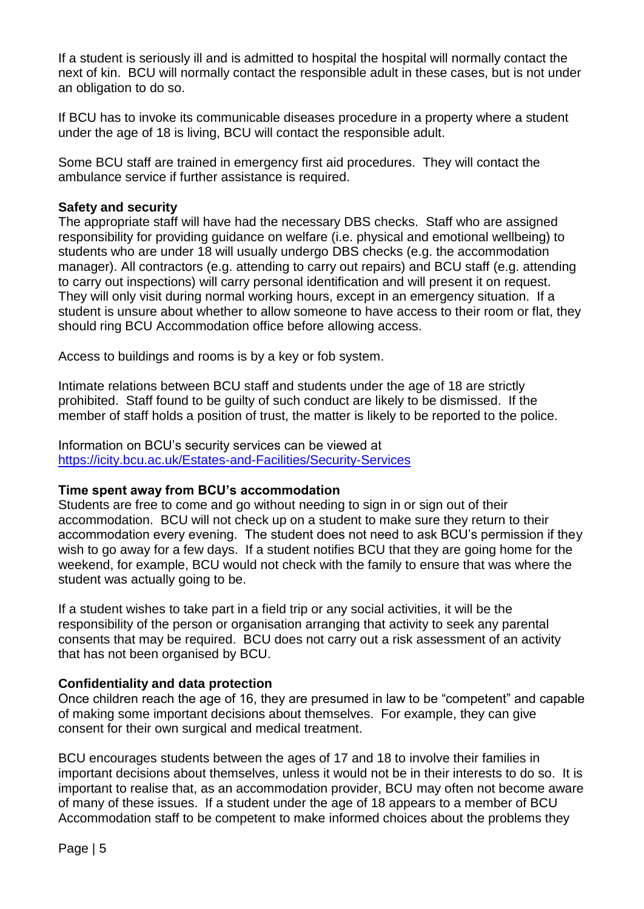If a student is seriously ill and is admitted to hospital the hospital will normally contact the next of kin. BCU will normally contact the responsible adult in these cases, but is not under an obligation to do so.

If BCU has to invoke its communicable diseases procedure in a property where a student under the age of 18 is living, BCU will contact the responsible adult.

Some BCU staff are trained in emergency first aid procedures. They will contact the ambulance service if further assistance is required.

**Safety and security**

The appropriate staff will have had the necessary DBS checks. Staff who are assigned responsibility for providing guidance on welfare (i.e. physical and emotional wellbeing) to students who are under 18 will usually undergo DBS checks (e.g. the accommodation manager). All contractors (e.g. attending to carry out repairs) and BCU staff (e.g. attending to carry out inspections) will carry personal identification and will present it on request. They will only visit during normal working hours, except in an emergency situation. If a student is unsure about whether to allow someone to have access to their room or flat, they should ring BCU Accommodation office before allowing access.

Access to buildings and rooms is by a key or fob system.

Intimate relations between BCU staff and students under the age of 18 are strictly prohibited. Staff found to be guilty of such conduct are likely to be dismissed. If the member of staff holds a position of trust, the matter is likely to be reported to the police.

Information on BCU's security services can be viewed at [https://icity.bcu.ac.uk/Estates-and-Facilities/Security-Services](https://icity.bcu.ac.uk/Estates-and-Facilities/Security-Services)

**Time spent away from BCU's accommodation**

Students are free to come and go without needing to sign in or sign out of their accommodation. BCU will not check up on a student to make sure they return to their accommodation every evening. The student does not need to ask BCU's permission if they wish to go away for a few days. If a student notifies BCU that they are going home for the weekend, for example, BCU would not check with the family to ensure that was where the student was actually going to be.

If a student wishes to take part in a field trip or any social activities, it will be the responsibility of the person or organisation arranging that activity to seek any parental consents that may be required. BCU does not carry out a risk assessment of an activity that has not been organised by BCU.

**Confidentiality and data protection**

Once children reach the age of 16, they are presumed in law to be "competent" and capable of making some important decisions about themselves. For example, they can give consent for their own surgical and medical treatment.

BCU encourages students between the ages of 17 and 18 to involve their families in important decisions about themselves, unless it would not be in their interests to do so. It is important to realise that, as an accommodation provider, BCU may often not become aware of many of these issues. If a student under the age of 18 appears to a member of BCU Accommodation staff to be competent to make informed choices about the problems they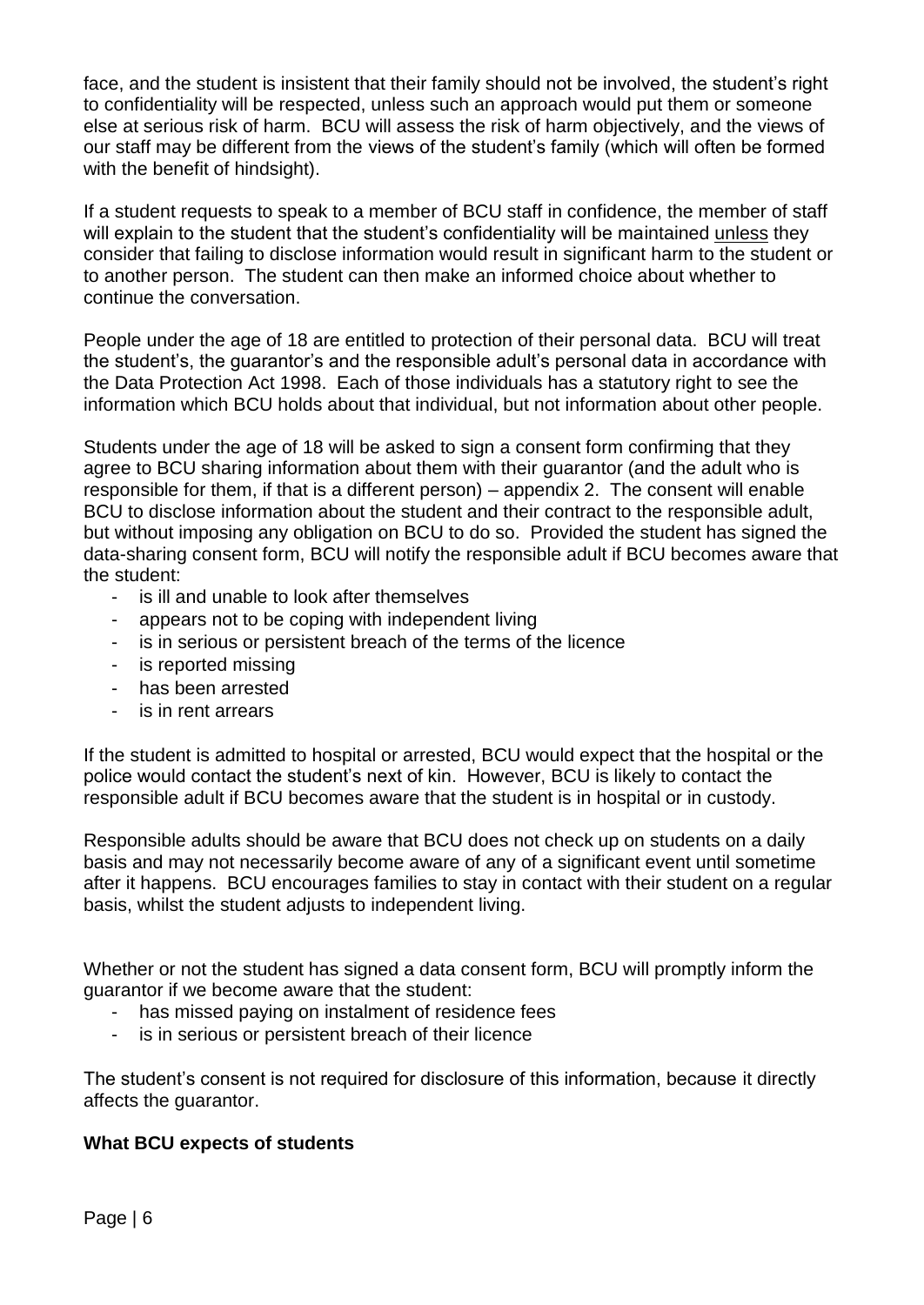face, and the student is insistent that their family should not be involved, the student's right to confidentiality will be respected, unless such an approach would put them or someone else at serious risk of harm. BCU will assess the risk of harm objectively, and the views of our staff may be different from the views of the student's family (which will often be formed with the benefit of hindsight).

If a student requests to speak to a member of BCU staff in confidence, the member of staff will explain to the student that the student's confidentiality will be maintained <u>unless</u> they consider that failing to disclose information would result in significant harm to the student or to another person. The student can then make an informed choice about whether to continue the conversation.

People under the age of 18 are entitled to protection of their personal data. BCU will treat the student's, the guarantor's and the responsible adult's personal data in accordance with the Data Protection Act 1998. Each of those individuals has a statutory right to see the information which BCU holds about that individual, but not information about other people.

Students under the age of 18 will be asked to sign a consent form confirming that they agree to BCU sharing information about them with their guarantor (and the adult who is responsible for them, if that is a different person) – appendix 2. The consent will enable BCU to disclose information about the student and their contract to the responsible adult, but without imposing any obligation on BCU to do so. Provided the student has signed the data-sharing consent form, BCU will notify the responsible adult if BCU becomes aware that the student:

- is ill and unable to look after themselves
- appears not to be coping with independent living
- is in serious or persistent breach of the terms of the licence
- is reported missing
- has been arrested
- is in rent arrears

If the student is admitted to hospital or arrested, BCU would expect that the hospital or the police would contact the student's next of kin. However, BCU is likely to contact the responsible adult if BCU becomes aware that the student is in hospital or in custody.

Responsible adults should be aware that BCU does not check up on students on a daily basis and may not necessarily become aware of any of a significant event until sometime after it happens. BCU encourages families to stay in contact with their student on a regular basis, whilst the student adjusts to independent living.

Whether or not the student has signed a data consent form, BCU will promptly inform the guarantor if we become aware that the student:

- has missed paying on instalment of residence fees
- is in serious or persistent breach of their licence

The student's consent is not required for disclosure of this information, because it directly affects the guarantor.

**What BCU expects of students**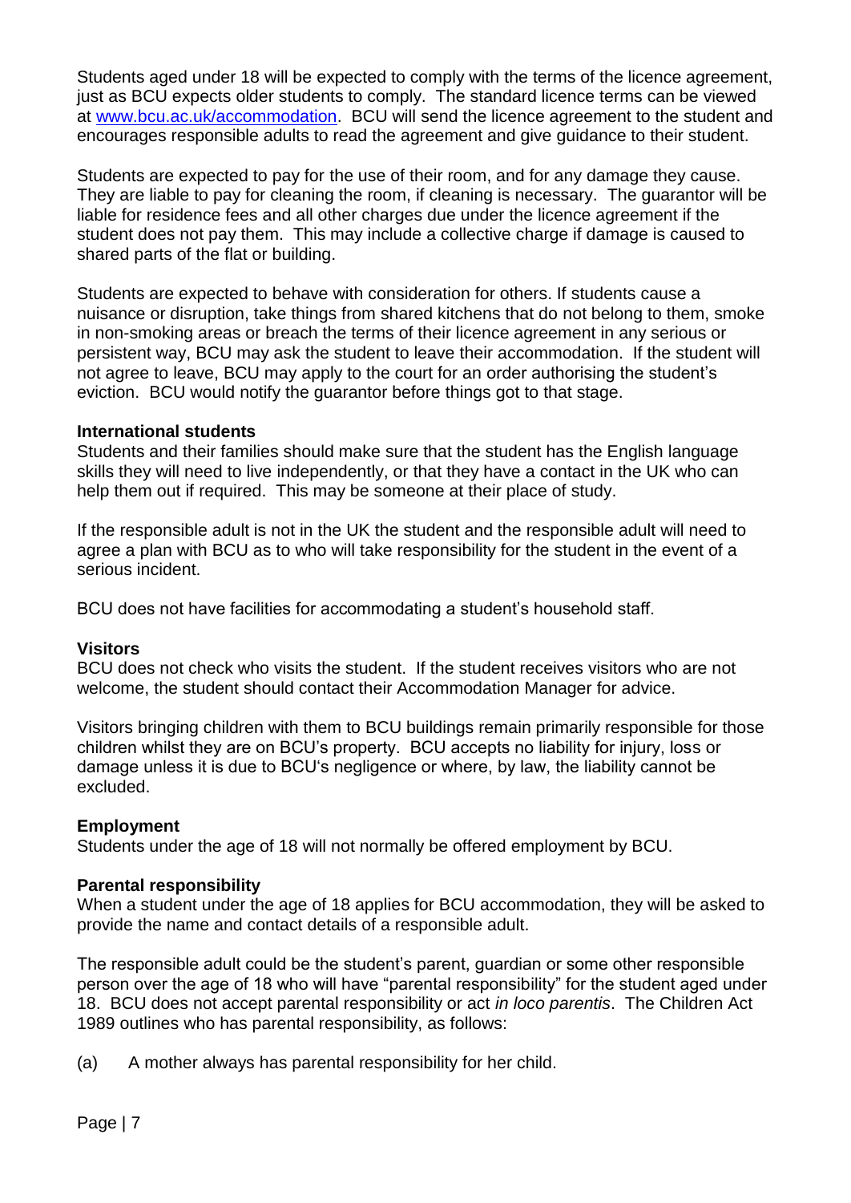Students aged under 18 will be expected to comply with the terms of the licence agreement, just as BCU expects older students to comply. The standard licence terms can be viewed at [www.bcu.ac.uk/accommodation](http://www.bcu.ac.uk/accommodation). BCU will send the licence agreement to the student and encourages responsible adults to read the agreement and give guidance to their student.

Students are expected to pay for the use of their room, and for any damage they cause. They are liable to pay for cleaning the room, if cleaning is necessary. The guarantor will be liable for residence fees and all other charges due under the licence agreement if the student does not pay them. This may include a collective charge if damage is caused to shared parts of the flat or building.

Students are expected to behave with consideration for others. If students cause a nuisance or disruption, take things from shared kitchens that do not belong to them, smoke in non-smoking areas or breach the terms of their licence agreement in any serious or persistent way, BCU may ask the student to leave their accommodation. If the student will not agree to leave, BCU may apply to the court for an order authorising the student's eviction. BCU would notify the guarantor before things got to that stage.

**International students**

Students and their families should make sure that the student has the English language skills they will need to live independently, or that they have a contact in the UK who can help them out if required. This may be someone at their place of study.

If the responsible adult is not in the UK the student and the responsible adult will need to agree a plan with BCU as to who will take responsibility for the student in the event of a serious incident.

BCU does not have facilities for accommodating a student's household staff.

**Visitors**

BCU does not check who visits the student. If the student receives visitors who are not welcome, the student should contact their Accommodation Manager for advice.

Visitors bringing children with them to BCU buildings remain primarily responsible for those children whilst they are on BCU's property. BCU accepts no liability for injury, loss or damage unless it is due to BCU's negligence or where, by law, the liability cannot be excluded.

**Employment**

Students under the age of 18 will not normally be offered employment by BCU.

**Parental responsibility**

When a student under the age of 18 applies for BCU accommodation, they will be asked to provide the name and contact details of a responsible adult.

The responsible adult could be the student's parent, guardian or some other responsible person over the age of 18 who will have "parental responsibility" for the student aged under 18. BCU does not accept parental responsibility or act *in loco parentis*. The Children Act 1989 outlines who has parental responsibility, as follows:

(a) A mother always has parental responsibility for her child.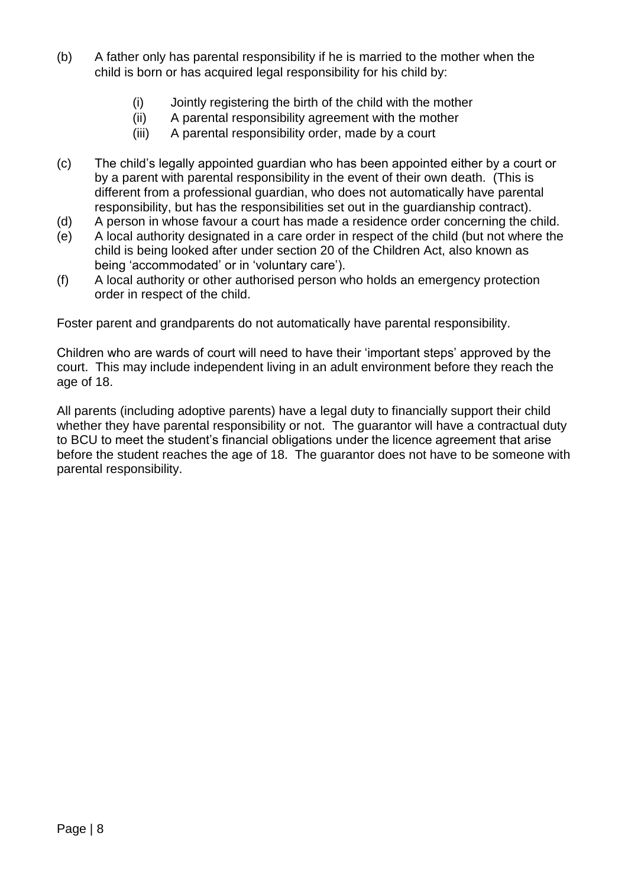(b) A father only has parental responsibility if he is married to the mother when the child is born or has acquired legal responsibility for his child by:

   (i) Jointly registering the birth of the child with the mother
   (ii) A parental responsibility agreement with the mother
   (iii) A parental responsibility order, made by a court

(c) The child's legally appointed guardian who has been appointed either by a court or by a parent with parental responsibility in the event of their own death. (This is different from a professional guardian, who does not automatically have parental responsibility, but has the responsibilities set out in the guardianship contract).

(d) A person in whose favour a court has made a residence order concerning the child.

(e) A local authority designated in a care order in respect of the child (but not where the child is being looked after under section 20 of the Children Act, also known as being 'accommodated' or in 'voluntary care').

(f) A local authority or other authorised person who holds an emergency protection order in respect of the child.

Foster parent and grandparents do not automatically have parental responsibility.

Children who are wards of court will need to have their 'important steps' approved by the court. This may include independent living in an adult environment before they reach the age of 18.

All parents (including adoptive parents) have a legal duty to financially support their child whether they have parental responsibility or not. The guarantor will have a contractual duty to BCU to meet the student's financial obligations under the licence agreement that arise before the student reaches the age of 18. The guarantor does not have to be someone with parental responsibility.